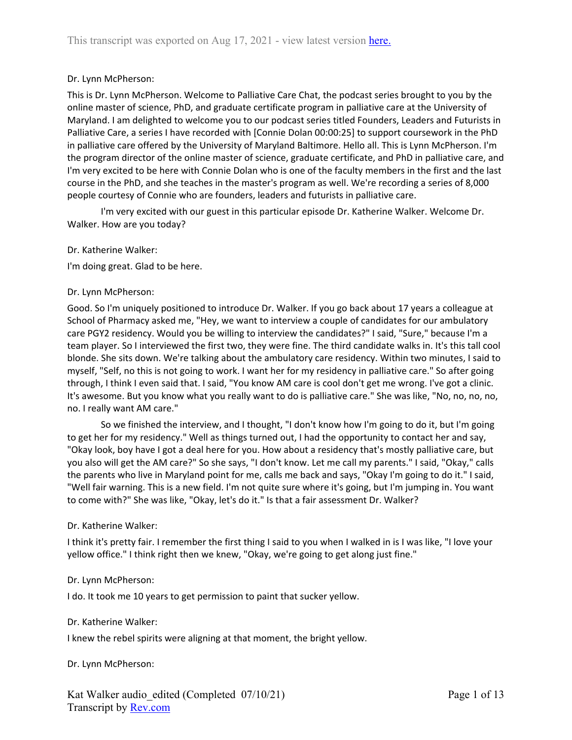Dr. Lynn McPherson:

This is Dr. Lynn McPherson. Welcome to Palliative Care Chat, the podcast series brought to you by the online master of science, PhD, and graduate certificate program in palliative care at the University of Maryland. I am delighted to welcome you to our podcast series titled Founders, Leaders and Futurists in Palliative Care, a series I have recorded with [Connie Dolan 00:00:25] to support coursework in the PhD in palliative care offered by the University of Maryland Baltimore. Hello all. This is Lynn McPherson. I'm the program director of the online master of science, graduate certificate, and PhD in palliative care, and I'm very excited to be here with Connie Dolan who is one of the faculty members in the first and the last course in the PhD, and she teaches in the master's program as well. We're recording a series of 8,000 people courtesy of Connie who are founders, leaders and futurists in palliative care.

I'm very excited with our guest in this particular episode Dr. Katherine Walker. Welcome Dr. Walker. How are you today?

Dr. Katherine Walker:

I'm doing great. Glad to be here.

Dr. Lynn McPherson:

Good. So I'm uniquely positioned to introduce Dr. Walker. If you go back about 17 years a colleague at School of Pharmacy asked me, "Hey, we want to interview a couple of candidates for our ambulatory care PGY2 residency. Would you be willing to interview the candidates?" I said, "Sure," because I'm a team player. So I interviewed the first two, they were fine. The third candidate walks in. It's this tall cool blonde. She sits down. We're talking about the ambulatory care residency. Within two minutes, I said to myself, "Self, no this is not going to work. I want her for my residency in palliative care." So after going through, I think I even said that. I said, "You know AM care is cool don't get me wrong. I've got a clinic. It's awesome. But you know what you really want to do is palliative care." She was like, "No, no, no, no, no. I really want AM care."

So we finished the interview, and I thought, "I don't know how I'm going to do it, but I'm going to get her for my residency." Well as things turned out, I had the opportunity to contact her and say, "Okay look, boy have I got a deal here for you. How about a residency that's mostly palliative care, but you also will get the AM care?" So she says, "I don't know. Let me call my parents." I said, "Okay," calls the parents who live in Maryland point for me, calls me back and says, "Okay I'm going to do it." I said, "Well fair warning. This is a new field. I'm not quite sure where it's going, but I'm jumping in. You want to come with?" She was like, "Okay, let's do it." Is that a fair assessment Dr. Walker?

Dr. Katherine Walker:

I think it's pretty fair. I remember the first thing I said to you when I walked in is I was like, "I love your yellow office." I think right then we knew, "Okay, we're going to get along just fine."

Dr. Lynn McPherson:

I do. It took me 10 years to get permission to paint that sucker yellow.

Dr. Katherine Walker:

I knew the rebel spirits were aligning at that moment, the bright yellow.

Dr. Lynn McPherson: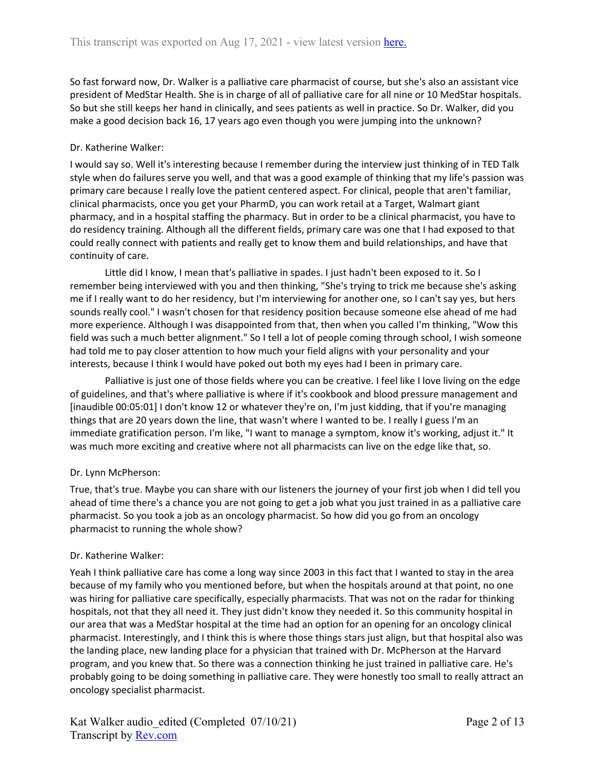So fast forward now, Dr. Walker is a palliative care pharmacist of course, but she's also an assistant vice president of MedStar Health. She is in charge of all of palliative care for all nine or 10 MedStar hospitals. So but she still keeps her hand in clinically, and sees patients as well in practice. So Dr. Walker, did you make a good decision back 16, 17 years ago even though you were jumping into the unknown?

Dr. Katherine Walker:

I would say so. Well it's interesting because I remember during the interview just thinking of in TED Talk style when do failures serve you well, and that was a good example of thinking that my life's passion was primary care because I really love the patient centered aspect. For clinical, people that aren't familiar, clinical pharmacists, once you get your PharmD, you can work retail at a Target, Walmart giant pharmacy, and in a hospital staffing the pharmacy. But in order to be a clinical pharmacist, you have to do residency training. Although all the different fields, primary care was one that I had exposed to that could really connect with patients and really get to know them and build relationships, and have that continuity of care.

Little did I know, I mean that's palliative in spades. I just hadn't been exposed to it. So I remember being interviewed with you and then thinking, "She's trying to trick me because she's asking me if I really want to do her residency, but I'm interviewing for another one, so I can't say yes, but hers sounds really cool." I wasn't chosen for that residency position because someone else ahead of me had more experience. Although I was disappointed from that, then when you called I'm thinking, "Wow this field was such a much better alignment." So I tell a lot of people coming through school, I wish someone had told me to pay closer attention to how much your field aligns with your personality and your interests, because I think I would have poked out both my eyes had I been in primary care.

Palliative is just one of those fields where you can be creative. I feel like I love living on the edge of guidelines, and that's where palliative is where if it's cookbook and blood pressure management and [inaudible 00:05:01] I don't know 12 or whatever they're on, I'm just kidding, that if you're managing things that are 20 years down the line, that wasn't where I wanted to be. I really I guess I'm an immediate gratification person. I'm like, "I want to manage a symptom, know it's working, adjust it." It was much more exciting and creative where not all pharmacists can live on the edge like that, so.

Dr. Lynn McPherson:

True, that's true. Maybe you can share with our listeners the journey of your first job when I did tell you ahead of time there's a chance you are not going to get a job what you just trained in as a palliative care pharmacist. So you took a job as an oncology pharmacist. So how did you go from an oncology pharmacist to running the whole show?

Dr. Katherine Walker:

Yeah I think palliative care has come a long way since 2003 in this fact that I wanted to stay in the area because of my family who you mentioned before, but when the hospitals around at that point, no one was hiring for palliative care specifically, especially pharmacists. That was not on the radar for thinking hospitals, not that they all need it. They just didn't know they needed it. So this community hospital in our area that was a MedStar hospital at the time had an option for an opening for an oncology clinical pharmacist. Interestingly, and I think this is where those things stars just align, but that hospital also was the landing place, new landing place for a physician that trained with Dr. McPherson at the Harvard program, and you knew that. So there was a connection thinking he just trained in palliative care. He's probably going to be doing something in palliative care. They were honestly too small to really attract an oncology specialist pharmacist.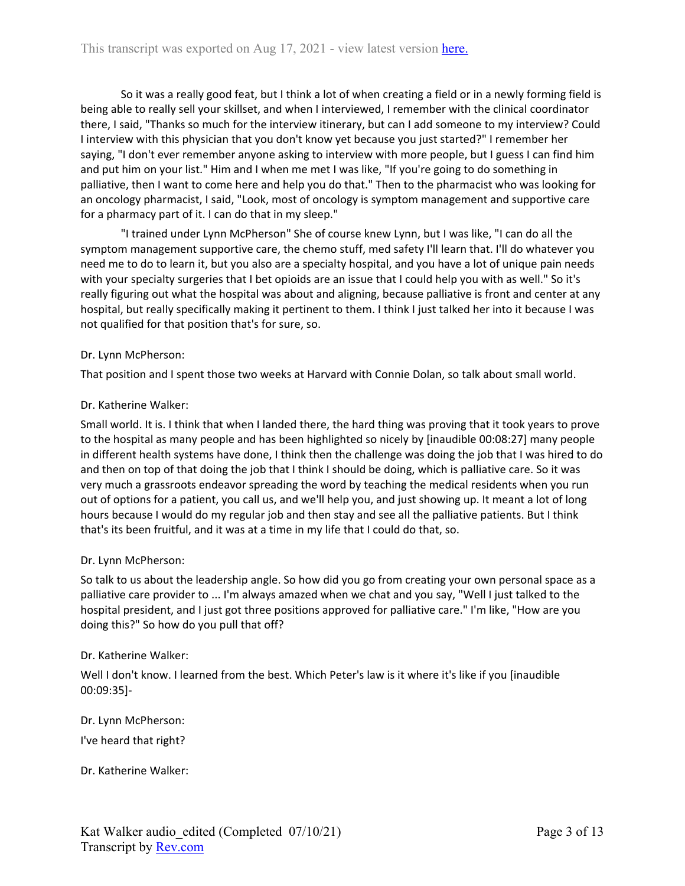So it was a really good feat, but I think a lot of when creating a field or in a newly forming field is being able to really sell your skillset, and when I interviewed, I remember with the clinical coordinator there, I said, "Thanks so much for the interview itinerary, but can I add someone to my interview? Could I interview with this physician that you don't know yet because you just started?" I remember her saying, "I don't ever remember anyone asking to interview with more people, but I guess I can find him and put him on your list." Him and I when me met I was like, "If you're going to do something in palliative, then I want to come here and help you do that." Then to the pharmacist who was looking for an oncology pharmacist, I said, "Look, most of oncology is symptom management and supportive care for a pharmacy part of it. I can do that in my sleep."

"I trained under Lynn McPherson" She of course knew Lynn, but I was like, "I can do all the symptom management supportive care, the chemo stuff, med safety I'll learn that. I'll do whatever you need me to do to learn it, but you also are a specialty hospital, and you have a lot of unique pain needs with your specialty surgeries that I bet opioids are an issue that I could help you with as well." So it's really figuring out what the hospital was about and aligning, because palliative is front and center at any hospital, but really specifically making it pertinent to them. I think I just talked her into it because I was not qualified for that position that's for sure, so.

Dr. Lynn McPherson:

That position and I spent those two weeks at Harvard with Connie Dolan, so talk about small world.

Dr. Katherine Walker:

Small world. It is. I think that when I landed there, the hard thing was proving that it took years to prove to the hospital as many people and has been highlighted so nicely by [inaudible 00:08:27] many people in different health systems have done, I think then the challenge was doing the job that I was hired to do and then on top of that doing the job that I think I should be doing, which is palliative care. So it was very much a grassroots endeavor spreading the word by teaching the medical residents when you run out of options for a patient, you call us, and we'll help you, and just showing up. It meant a lot of long hours because I would do my regular job and then stay and see all the palliative patients. But I think that's its been fruitful, and it was at a time in my life that I could do that, so.

Dr. Lynn McPherson:

So talk to us about the leadership angle. So how did you go from creating your own personal space as a palliative care provider to ... I'm always amazed when we chat and you say, "Well I just talked to the hospital president, and I just got three positions approved for palliative care." I'm like, "How are you doing this?" So how do you pull that off?

Dr. Katherine Walker:

Well I don't know. I learned from the best. Which Peter's law is it where it's like if you [inaudible 00:09:35]-

Dr. Lynn McPherson:

I've heard that right?

Dr. Katherine Walker: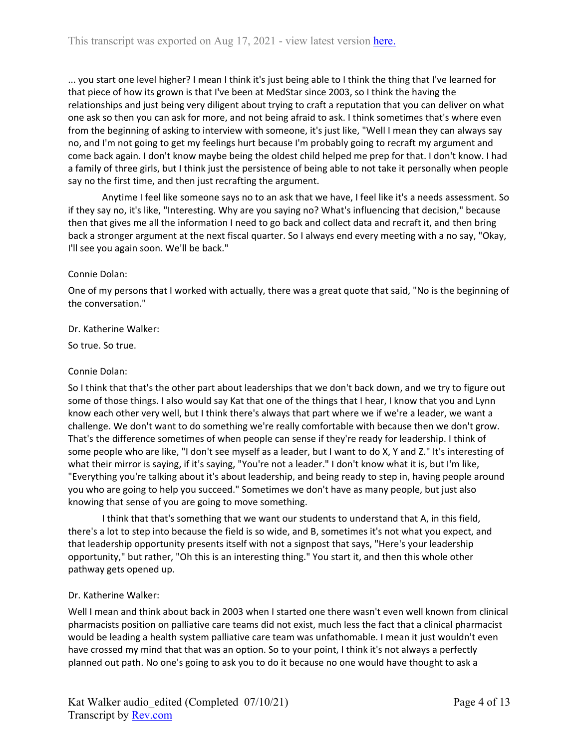... you start one level higher? I mean I think it's just being able to I think the thing that I've learned for that piece of how its grown is that I've been at MedStar since 2003, so I think the having the relationships and just being very diligent about trying to craft a reputation that you can deliver on what one ask so then you can ask for more, and not being afraid to ask. I think sometimes that's where even from the beginning of asking to interview with someone, it's just like, "Well I mean they can always say no, and I'm not going to get my feelings hurt because I'm probably going to recraft my argument and come back again. I don't know maybe being the oldest child helped me prep for that. I don't know. I had a family of three girls, but I think just the persistence of being able to not take it personally when people say no the first time, and then just recrafting the argument.

Anytime I feel like someone says no to an ask that we have, I feel like it's a needs assessment. So if they say no, it's like, "Interesting. Why are you saying no? What's influencing that decision," because then that gives me all the information I need to go back and collect data and recraft it, and then bring back a stronger argument at the next fiscal quarter. So I always end every meeting with a no say, "Okay, I'll see you again soon. We'll be back."

Connie Dolan:

One of my persons that I worked with actually, there was a great quote that said, "No is the beginning of the conversation."

Dr. Katherine Walker:

So true. So true.

Connie Dolan:

So I think that that's the other part about leaderships that we don't back down, and we try to figure out some of those things. I also would say Kat that one of the things that I hear, I know that you and Lynn know each other very well, but I think there's always that part where we if we're a leader, we want a challenge. We don't want to do something we're really comfortable with because then we don't grow. That's the difference sometimes of when people can sense if they're ready for leadership. I think of some people who are like, "I don't see myself as a leader, but I want to do X, Y and Z." It's interesting of what their mirror is saying, if it's saying, "You're not a leader." I don't know what it is, but I'm like, "Everything you're talking about it's about leadership, and being ready to step in, having people around you who are going to help you succeed." Sometimes we don't have as many people, but just also knowing that sense of you are going to move something.

I think that that's something that we want our students to understand that A, in this field, there's a lot to step into because the field is so wide, and B, sometimes it's not what you expect, and that leadership opportunity presents itself with not a signpost that says, "Here's your leadership opportunity," but rather, "Oh this is an interesting thing." You start it, and then this whole other pathway gets opened up.

Dr. Katherine Walker:

Well I mean and think about back in 2003 when I started one there wasn't even well known from clinical pharmacists position on palliative care teams did not exist, much less the fact that a clinical pharmacist would be leading a health system palliative care team was unfathomable. I mean it just wouldn't even have crossed my mind that that was an option. So to your point, I think it's not always a perfectly planned out path. No one's going to ask you to do it because no one would have thought to ask a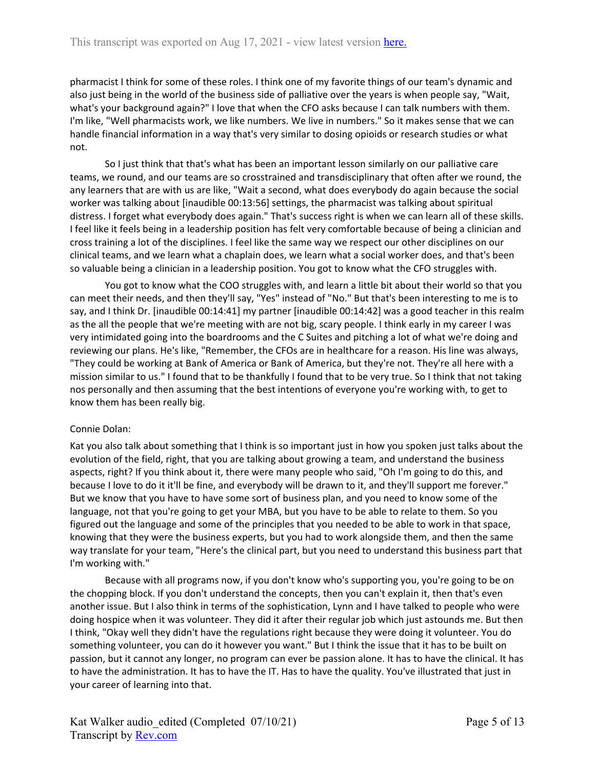pharmacist I think for some of these roles. I think one of my favorite things of our team's dynamic and also just being in the world of the business side of palliative over the years is when people say, "Wait, what's your background again?" I love that when the CFO asks because I can talk numbers with them. I'm like, "Well pharmacists work, we like numbers. We live in numbers." So it makes sense that we can handle financial information in a way that's very similar to dosing opioids or research studies or what not.

So I just think that that's what has been an important lesson similarly on our palliative care teams, we round, and our teams are so crosstrained and transdisciplinary that often after we round, the any learners that are with us are like, "Wait a second, what does everybody do again because the social worker was talking about [inaudible 00:13:56] settings, the pharmacist was talking about spiritual distress. I forget what everybody does again." That's success right is when we can learn all of these skills. I feel like it feels being in a leadership position has felt very comfortable because of being a clinician and cross training a lot of the disciplines. I feel like the same way we respect our other disciplines on our clinical teams, and we learn what a chaplain does, we learn what a social worker does, and that's been so valuable being a clinician in a leadership position. You got to know what the CFO struggles with.

You got to know what the COO struggles with, and learn a little bit about their world so that you can meet their needs, and then they'll say, "Yes" instead of "No." But that's been interesting to me is to say, and I think Dr. [inaudible 00:14:41] my partner [inaudible 00:14:42] was a good teacher in this realm as the all the people that we're meeting with are not big, scary people. I think early in my career I was very intimidated going into the boardrooms and the C Suites and pitching a lot of what we're doing and reviewing our plans. He's like, "Remember, the CFOs are in healthcare for a reason. His line was always, "They could be working at Bank of America or Bank of America, but they're not. They're all here with a mission similar to us." I found that to be thankfully I found that to be very true. So I think that not taking nos personally and then assuming that the best intentions of everyone you're working with, to get to know them has been really big.

Connie Dolan:

Kat you also talk about something that I think is so important just in how you spoken just talks about the evolution of the field, right, that you are talking about growing a team, and understand the business aspects, right? If you think about it, there were many people who said, "Oh I'm going to do this, and because I love to do it it'll be fine, and everybody will be drawn to it, and they'll support me forever." But we know that you have to have some sort of business plan, and you need to know some of the language, not that you're going to get your MBA, but you have to be able to relate to them. So you figured out the language and some of the principles that you needed to be able to work in that space, knowing that they were the business experts, but you had to work alongside them, and then the same way translate for your team, "Here's the clinical part, but you need to understand this business part that I'm working with."

Because with all programs now, if you don't know who's supporting you, you're going to be on the chopping block. If you don't understand the concepts, then you can't explain it, then that's even another issue. But I also think in terms of the sophistication, Lynn and I have talked to people who were doing hospice when it was volunteer. They did it after their regular job which just astounds me. But then I think, "Okay well they didn't have the regulations right because they were doing it volunteer. You do something volunteer, you can do it however you want." But I think the issue that it has to be built on passion, but it cannot any longer, no program can ever be passion alone. It has to have the clinical. It has to have the administration. It has to have the IT. Has to have the quality. You've illustrated that just in your career of learning into that.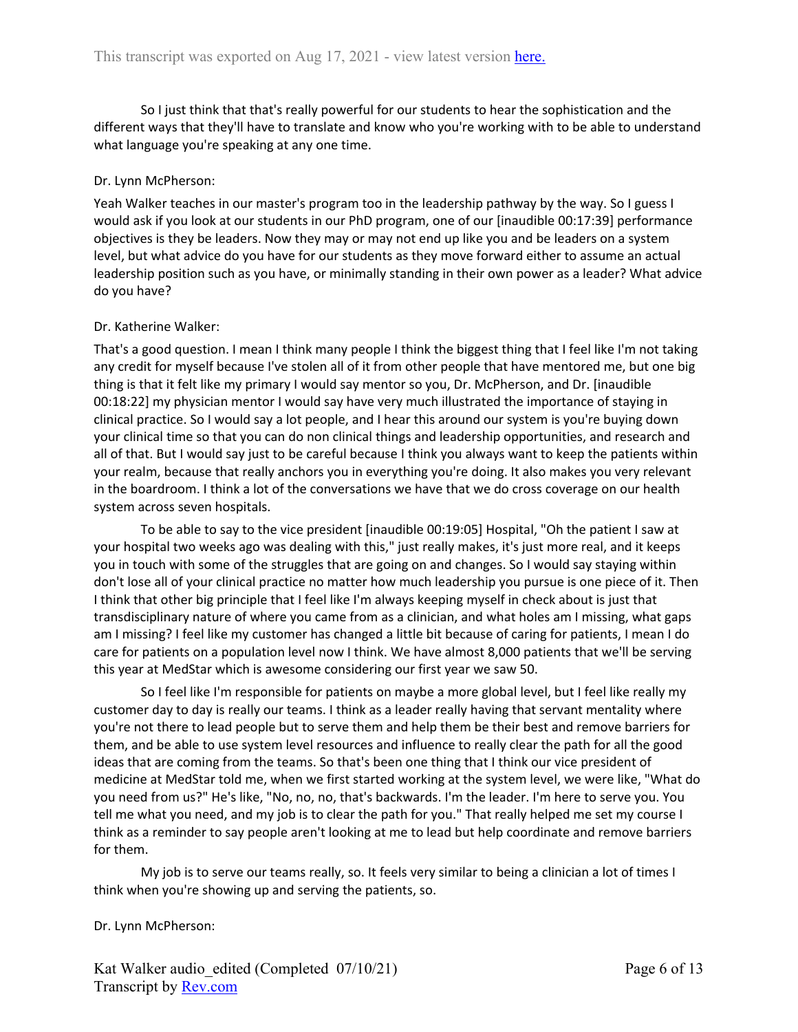So I just think that that's really powerful for our students to hear the sophistication and the different ways that they'll have to translate and know who you're working with to be able to understand what language you're speaking at any one time.

Dr. Lynn McPherson:

Yeah Walker teaches in our master's program too in the leadership pathway by the way. So I guess I would ask if you look at our students in our PhD program, one of our [inaudible 00:17:39] performance objectives is they be leaders. Now they may or may not end up like you and be leaders on a system level, but what advice do you have for our students as they move forward either to assume an actual leadership position such as you have, or minimally standing in their own power as a leader? What advice do you have?

Dr. Katherine Walker:

That's a good question. I mean I think many people I think the biggest thing that I feel like I'm not taking any credit for myself because I've stolen all of it from other people that have mentored me, but one big thing is that it felt like my primary I would say mentor so you, Dr. McPherson, and Dr. [inaudible 00:18:22] my physician mentor I would say have very much illustrated the importance of staying in clinical practice. So I would say a lot people, and I hear this around our system is you're buying down your clinical time so that you can do non clinical things and leadership opportunities, and research and all of that. But I would say just to be careful because I think you always want to keep the patients within your realm, because that really anchors you in everything you're doing. It also makes you very relevant in the boardroom. I think a lot of the conversations we have that we do cross coverage on our health system across seven hospitals.

To be able to say to the vice president [inaudible 00:19:05] Hospital, "Oh the patient I saw at your hospital two weeks ago was dealing with this," just really makes, it's just more real, and it keeps you in touch with some of the struggles that are going on and changes. So I would say staying within don't lose all of your clinical practice no matter how much leadership you pursue is one piece of it. Then I think that other big principle that I feel like I'm always keeping myself in check about is just that transdisciplinary nature of where you came from as a clinician, and what holes am I missing, what gaps am I missing? I feel like my customer has changed a little bit because of caring for patients, I mean I do care for patients on a population level now I think. We have almost 8,000 patients that we'll be serving this year at MedStar which is awesome considering our first year we saw 50.

So I feel like I'm responsible for patients on maybe a more global level, but I feel like really my customer day to day is really our teams. I think as a leader really having that servant mentality where you're not there to lead people but to serve them and help them be their best and remove barriers for them, and be able to use system level resources and influence to really clear the path for all the good ideas that are coming from the teams. So that's been one thing that I think our vice president of medicine at MedStar told me, when we first started working at the system level, we were like, "What do you need from us?" He's like, "No, no, no, that's backwards. I'm the leader. I'm here to serve you. You tell me what you need, and my job is to clear the path for you." That really helped me set my course I think as a reminder to say people aren't looking at me to lead but help coordinate and remove barriers for them.

My job is to serve our teams really, so. It feels very similar to being a clinician a lot of times I think when you're showing up and serving the patients, so.

Dr. Lynn McPherson: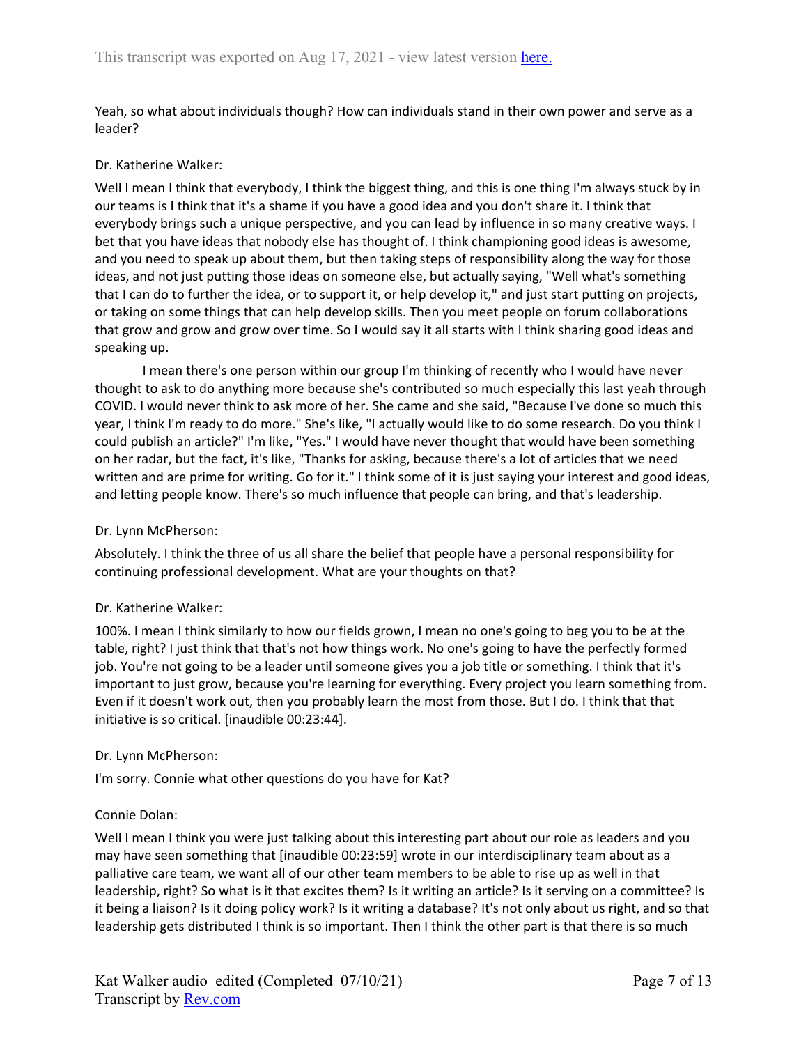Yeah, so what about individuals though? How can individuals stand in their own power and serve as a leader?

Dr. Katherine Walker:

Well I mean I think that everybody, I think the biggest thing, and this is one thing I'm always stuck by in our teams is I think that it's a shame if you have a good idea and you don't share it. I think that everybody brings such a unique perspective, and you can lead by influence in so many creative ways. I bet that you have ideas that nobody else has thought of. I think championing good ideas is awesome, and you need to speak up about them, but then taking steps of responsibility along the way for those ideas, and not just putting those ideas on someone else, but actually saying, "Well what's something that I can do to further the idea, or to support it, or help develop it," and just start putting on projects, or taking on some things that can help develop skills. Then you meet people on forum collaborations that grow and grow and grow over time. So I would say it all starts with I think sharing good ideas and speaking up.

I mean there's one person within our group I'm thinking of recently who I would have never thought to ask to do anything more because she's contributed so much especially this last yeah through COVID. I would never think to ask more of her. She came and she said, "Because I've done so much this year, I think I'm ready to do more." She's like, "I actually would like to do some research. Do you think I could publish an article?" I'm like, "Yes." I would have never thought that would have been something on her radar, but the fact, it's like, "Thanks for asking, because there's a lot of articles that we need written and are prime for writing. Go for it." I think some of it is just saying your interest and good ideas, and letting people know. There's so much influence that people can bring, and that's leadership.

Dr. Lynn McPherson:

Absolutely. I think the three of us all share the belief that people have a personal responsibility for continuing professional development. What are your thoughts on that?

Dr. Katherine Walker:

100%. I mean I think similarly to how our fields grown, I mean no one's going to beg you to be at the table, right? I just think that that's not how things work. No one's going to have the perfectly formed job. You're not going to be a leader until someone gives you a job title or something. I think that it's important to just grow, because you're learning for everything. Every project you learn something from. Even if it doesn't work out, then you probably learn the most from those. But I do. I think that that initiative is so critical. [inaudible 00:23:44].

Dr. Lynn McPherson:

I'm sorry. Connie what other questions do you have for Kat?

Connie Dolan:

Well I mean I think you were just talking about this interesting part about our role as leaders and you may have seen something that [inaudible 00:23:59] wrote in our interdisciplinary team about as a palliative care team, we want all of our other team members to be able to rise up as well in that leadership, right? So what is it that excites them? Is it writing an article? Is it serving on a committee? Is it being a liaison? Is it doing policy work? Is it writing a database? It's not only about us right, and so that leadership gets distributed I think is so important. Then I think the other part is that there is so much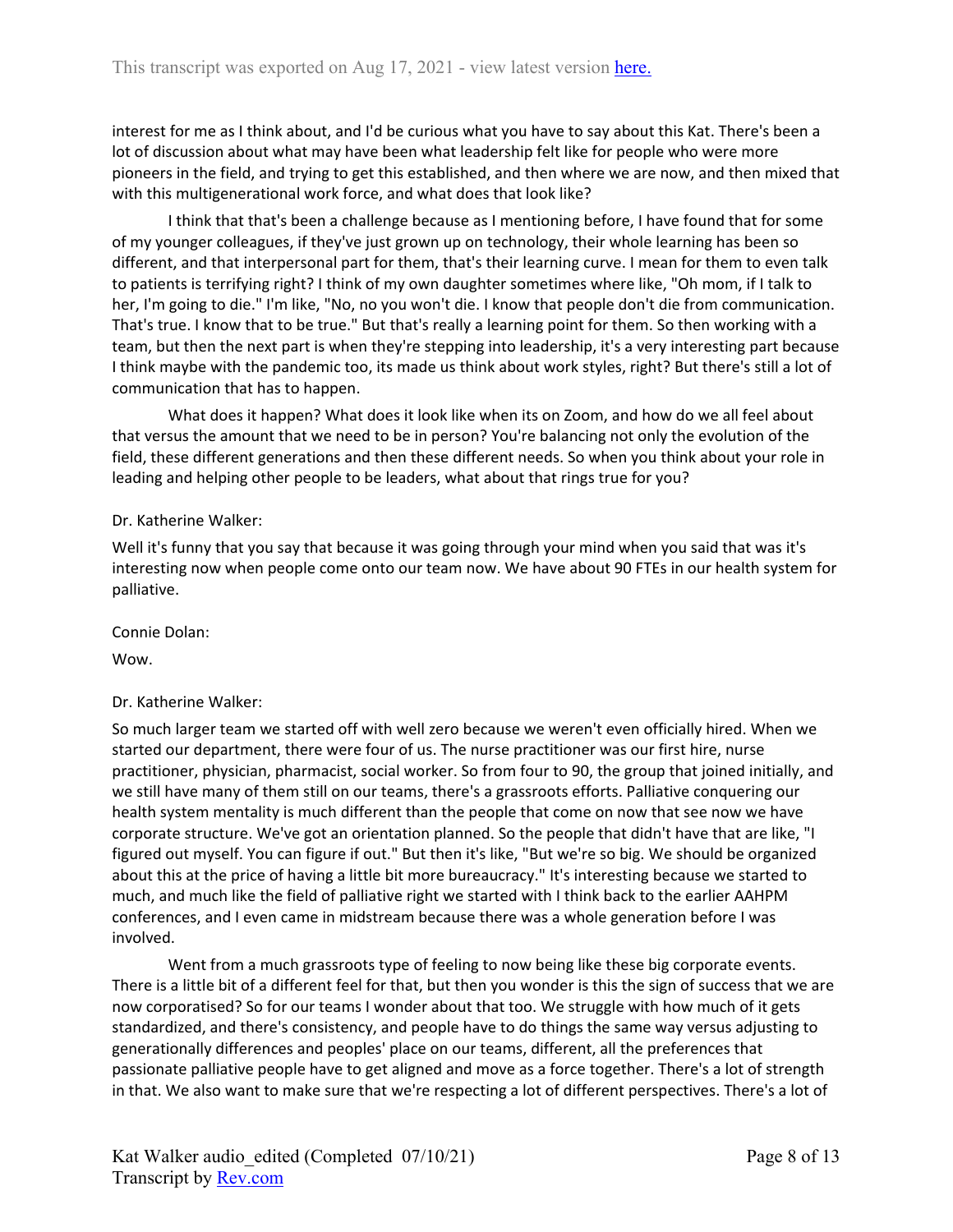interest for me as I think about, and I'd be curious what you have to say about this Kat. There's been a lot of discussion about what may have been what leadership felt like for people who were more pioneers in the field, and trying to get this established, and then where we are now, and then mixed that with this multigenerational work force, and what does that look like?

I think that that's been a challenge because as I mentioning before, I have found that for some of my younger colleagues, if they've just grown up on technology, their whole learning has been so different, and that interpersonal part for them, that's their learning curve. I mean for them to even talk to patients is terrifying right? I think of my own daughter sometimes where like, "Oh mom, if I talk to her, I'm going to die." I'm like, "No, no you won't die. I know that people don't die from communication. That's true. I know that to be true." But that's really a learning point for them. So then working with a team, but then the next part is when they're stepping into leadership, it's a very interesting part because I think maybe with the pandemic too, its made us think about work styles, right? But there's still a lot of communication that has to happen.

What does it happen? What does it look like when its on Zoom, and how do we all feel about that versus the amount that we need to be in person? You're balancing not only the evolution of the field, these different generations and then these different needs. So when you think about your role in leading and helping other people to be leaders, what about that rings true for you?

Dr. Katherine Walker:

Well it's funny that you say that because it was going through your mind when you said that was it's interesting now when people come onto our team now. We have about 90 FTEs in our health system for palliative.

Connie Dolan:

Wow.

Dr. Katherine Walker:

So much larger team we started off with well zero because we weren't even officially hired. When we started our department, there were four of us. The nurse practitioner was our first hire, nurse practitioner, physician, pharmacist, social worker. So from four to 90, the group that joined initially, and we still have many of them still on our teams, there's a grassroots efforts. Palliative conquering our health system mentality is much different than the people that come on now that see now we have corporate structure. We've got an orientation planned. So the people that didn't have that are like, "I figured out myself. You can figure if out." But then it's like, "But we're so big. We should be organized about this at the price of having a little bit more bureaucracy." It's interesting because we started to much, and much like the field of palliative right we started with I think back to the earlier AAHPM conferences, and I even came in midstream because there was a whole generation before I was involved.

Went from a much grassroots type of feeling to now being like these big corporate events. There is a little bit of a different feel for that, but then you wonder is this the sign of success that we are now corporatised? So for our teams I wonder about that too. We struggle with how much of it gets standardized, and there's consistency, and people have to do things the same way versus adjusting to generationally differences and peoples' place on our teams, different, all the preferences that passionate palliative people have to get aligned and move as a force together. There's a lot of strength in that. We also want to make sure that we're respecting a lot of different perspectives. There's a lot of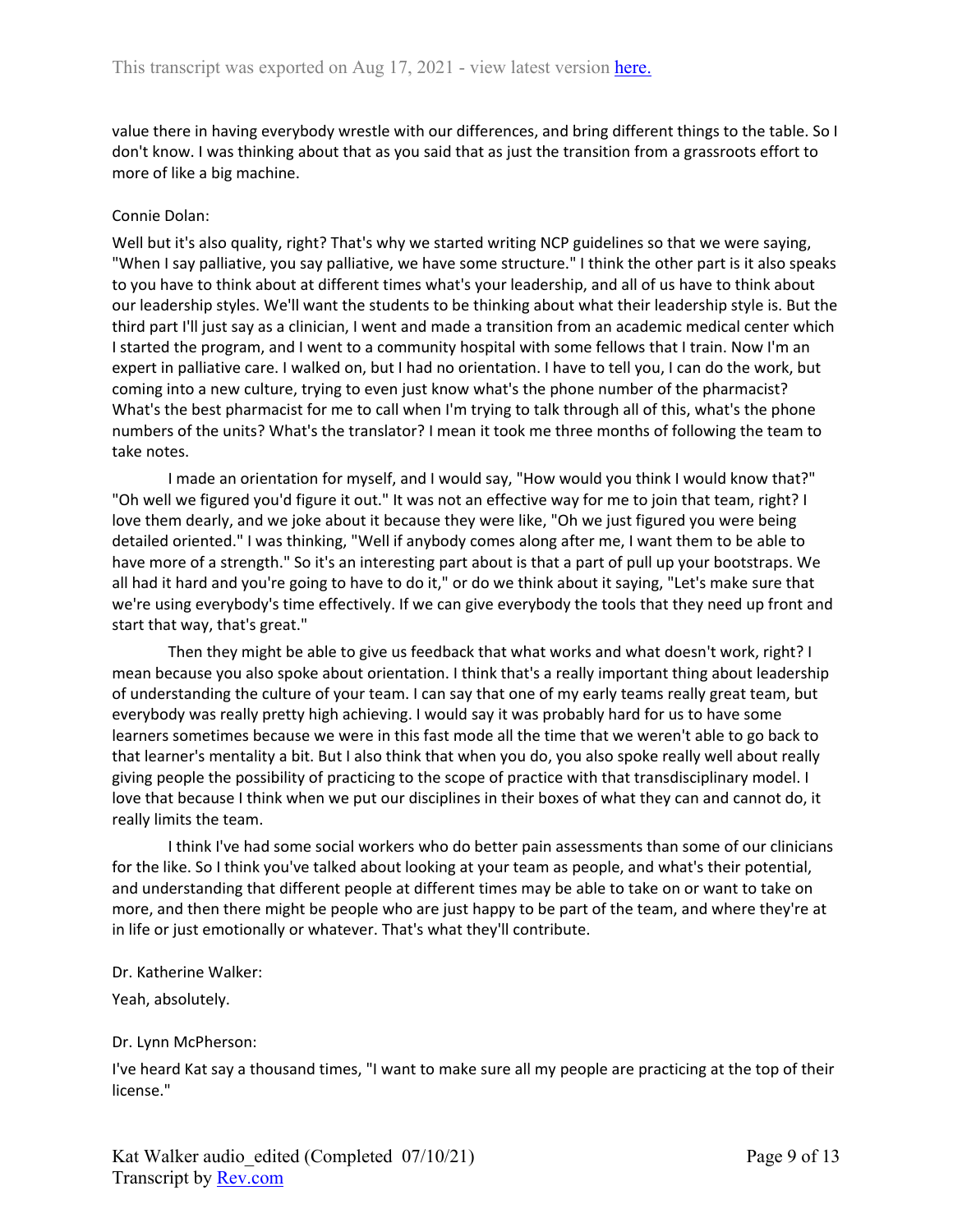value there in having everybody wrestle with our differences, and bring different things to the table. So I don't know. I was thinking about that as you said that as just the transition from a grassroots effort to more of like a big machine.

Connie Dolan:

Well but it's also quality, right? That's why we started writing NCP guidelines so that we were saying, "When I say palliative, you say palliative, we have some structure." I think the other part is it also speaks to you have to think about at different times what's your leadership, and all of us have to think about our leadership styles. We'll want the students to be thinking about what their leadership style is. But the third part I'll just say as a clinician, I went and made a transition from an academic medical center which I started the program, and I went to a community hospital with some fellows that I train. Now I'm an expert in palliative care. I walked on, but I had no orientation. I have to tell you, I can do the work, but coming into a new culture, trying to even just know what's the phone number of the pharmacist? What's the best pharmacist for me to call when I'm trying to talk through all of this, what's the phone numbers of the units? What's the translator? I mean it took me three months of following the team to take notes.

I made an orientation for myself, and I would say, "How would you think I would know that?" "Oh well we figured you'd figure it out." It was not an effective way for me to join that team, right? I love them dearly, and we joke about it because they were like, "Oh we just figured you were being detailed oriented." I was thinking, "Well if anybody comes along after me, I want them to be able to have more of a strength." So it's an interesting part about is that a part of pull up your bootstraps. We all had it hard and you're going to have to do it," or do we think about it saying, "Let's make sure that we're using everybody's time effectively. If we can give everybody the tools that they need up front and start that way, that's great."

Then they might be able to give us feedback that what works and what doesn't work, right? I mean because you also spoke about orientation. I think that's a really important thing about leadership of understanding the culture of your team. I can say that one of my early teams really great team, but everybody was really pretty high achieving. I would say it was probably hard for us to have some learners sometimes because we were in this fast mode all the time that we weren't able to go back to that learner's mentality a bit. But I also think that when you do, you also spoke really well about really giving people the possibility of practicing to the scope of practice with that transdisciplinary model. I love that because I think when we put our disciplines in their boxes of what they can and cannot do, it really limits the team.

I think I've had some social workers who do better pain assessments than some of our clinicians for the like. So I think you've talked about looking at your team as people, and what's their potential, and understanding that different people at different times may be able to take on or want to take on more, and then there might be people who are just happy to be part of the team, and where they're at in life or just emotionally or whatever. That's what they'll contribute.

Dr. Katherine Walker:

Yeah, absolutely.

Dr. Lynn McPherson:

I've heard Kat say a thousand times, "I want to make sure all my people are practicing at the top of their license."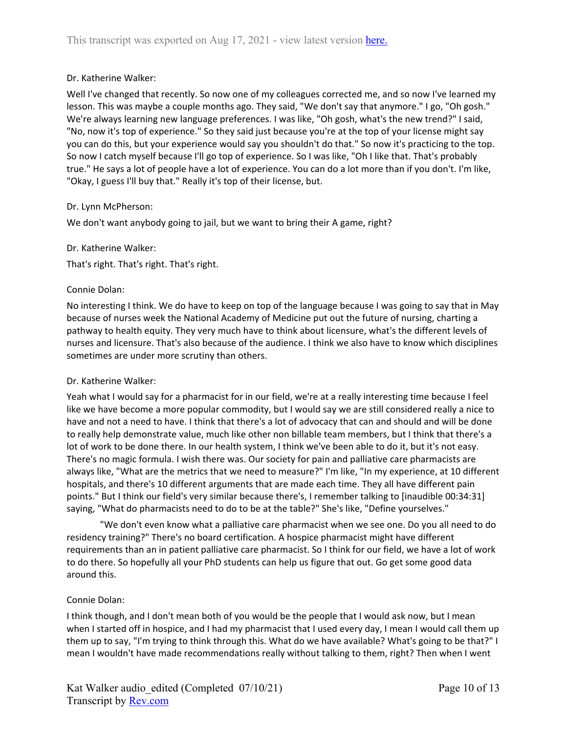Dr. Katherine Walker:

Well I've changed that recently. So now one of my colleagues corrected me, and so now I've learned my lesson. This was maybe a couple months ago. They said, "We don't say that anymore." I go, "Oh gosh." We're always learning new language preferences. I was like, "Oh gosh, what's the new trend?" I said, "No, now it's top of experience." So they said just because you're at the top of your license might say you can do this, but your experience would say you shouldn't do that." So now it's practicing to the top. So now I catch myself because I'll go top of experience. So I was like, "Oh I like that. That's probably true." He says a lot of people have a lot of experience. You can do a lot more than if you don't. I'm like, "Okay, I guess I'll buy that." Really it's top of their license, but.

Dr. Lynn McPherson:

We don't want anybody going to jail, but we want to bring their A game, right?

Dr. Katherine Walker:

That's right. That's right. That's right.

Connie Dolan:

No interesting I think. We do have to keep on top of the language because I was going to say that in May because of nurses week the National Academy of Medicine put out the future of nursing, charting a pathway to health equity. They very much have to think about licensure, what's the different levels of nurses and licensure. That's also because of the audience. I think we also have to know which disciplines sometimes are under more scrutiny than others.

Dr. Katherine Walker:

Yeah what I would say for a pharmacist for in our field, we're at a really interesting time because I feel like we have become a more popular commodity, but I would say we are still considered really a nice to have and not a need to have. I think that there's a lot of advocacy that can and should and will be done to really help demonstrate value, much like other non billable team members, but I think that there's a lot of work to be done there. In our health system, I think we've been able to do it, but it's not easy. There's no magic formula. I wish there was. Our society for pain and palliative care pharmacists are always like, "What are the metrics that we need to measure?" I'm like, "In my experience, at 10 different hospitals, and there's 10 different arguments that are made each time. They all have different pain points." But I think our field's very similar because there's, I remember talking to [inaudible 00:34:31] saying, "What do pharmacists need to do to be at the table?" She's like, "Define yourselves."

"We don't even know what a palliative care pharmacist when we see one. Do you all need to do residency training?" There's no board certification. A hospice pharmacist might have different requirements than an in patient palliative care pharmacist. So I think for our field, we have a lot of work to do there. So hopefully all your PhD students can help us figure that out. Go get some good data around this.

Connie Dolan:

I think though, and I don't mean both of you would be the people that I would ask now, but I mean when I started off in hospice, and I had my pharmacist that I used every day, I mean I would call them up them up to say, "I'm trying to think through this. What do we have available? What's going to be that?" I mean I wouldn't have made recommendations really without talking to them, right? Then when I went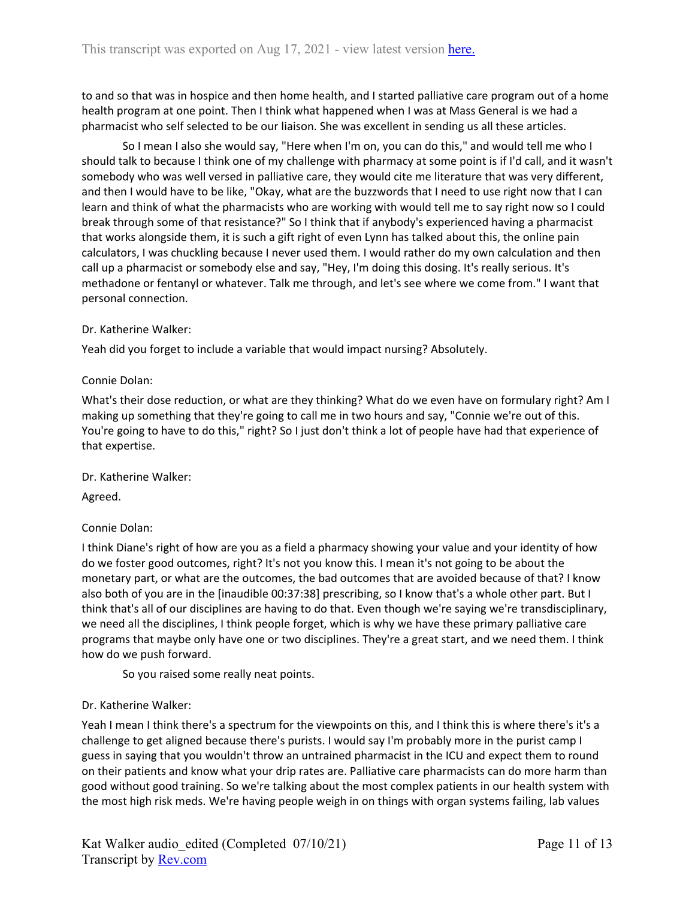to and so that was in hospice and then home health, and I started palliative care program out of a home health program at one point. Then I think what happened when I was at Mass General is we had a pharmacist who self selected to be our liaison. She was excellent in sending us all these articles.

So I mean I also she would say, "Here when I'm on, you can do this," and would tell me who I should talk to because I think one of my challenge with pharmacy at some point is if I'd call, and it wasn't somebody who was well versed in palliative care, they would cite me literature that was very different, and then I would have to be like, "Okay, what are the buzzwords that I need to use right now that I can learn and think of what the pharmacists who are working with would tell me to say right now so I could break through some of that resistance?" So I think that if anybody's experienced having a pharmacist that works alongside them, it is such a gift right of even Lynn has talked about this, the online pain calculators, I was chuckling because I never used them. I would rather do my own calculation and then call up a pharmacist or somebody else and say, "Hey, I'm doing this dosing. It's really serious. It's methadone or fentanyl or whatever. Talk me through, and let's see where we come from." I want that personal connection.

Dr. Katherine Walker:

Yeah did you forget to include a variable that would impact nursing? Absolutely.

Connie Dolan:

What's their dose reduction, or what are they thinking? What do we even have on formulary right? Am I making up something that they're going to call me in two hours and say, "Connie we're out of this. You're going to have to do this," right? So I just don't think a lot of people have had that experience of that expertise.

Dr. Katherine Walker:

Agreed.

Connie Dolan:

I think Diane's right of how are you as a field a pharmacy showing your value and your identity of how do we foster good outcomes, right? It's not you know this. I mean it's not going to be about the monetary part, or what are the outcomes, the bad outcomes that are avoided because of that? I know also both of you are in the [inaudible 00:37:38] prescribing, so I know that's a whole other part. But I think that's all of our disciplines are having to do that. Even though we're saying we're transdisciplinary, we need all the disciplines, I think people forget, which is why we have these primary palliative care programs that maybe only have one or two disciplines. They're a great start, and we need them. I think how do we push forward.

So you raised some really neat points.

Dr. Katherine Walker:

Yeah I mean I think there's a spectrum for the viewpoints on this, and I think this is where there's it's a challenge to get aligned because there's purists. I would say I'm probably more in the purist camp I guess in saying that you wouldn't throw an untrained pharmacist in the ICU and expect them to round on their patients and know what your drip rates are. Palliative care pharmacists can do more harm than good without good training. So we're talking about the most complex patients in our health system with the most high risk meds. We're having people weigh in on things with organ systems failing, lab values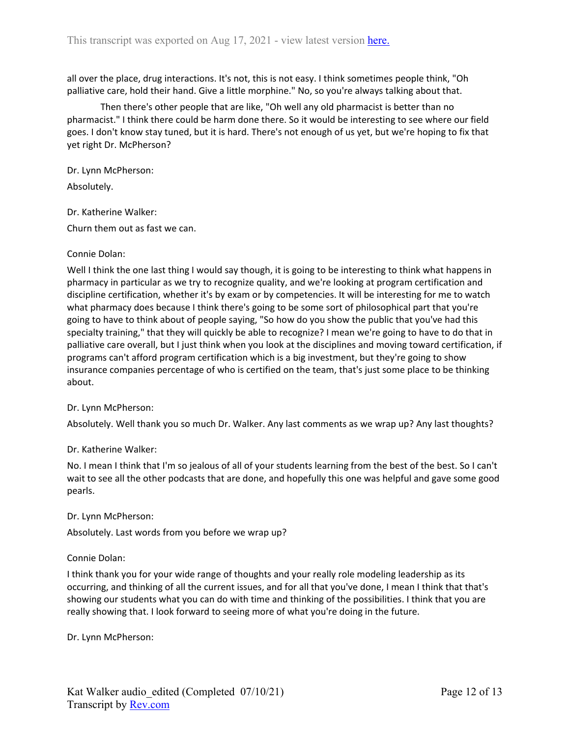all over the place, drug interactions. It's not, this is not easy. I think sometimes people think, "Oh palliative care, hold their hand. Give a little morphine." No, so you're always talking about that.

Then there's other people that are like, "Oh well any old pharmacist is better than no pharmacist." I think there could be harm done there. So it would be interesting to see where our field goes. I don't know stay tuned, but it is hard. There's not enough of us yet, but we're hoping to fix that yet right Dr. McPherson?

Dr. Lynn McPherson:

Absolutely.

Dr. Katherine Walker:

Churn them out as fast we can.

Connie Dolan:

Well I think the one last thing I would say though, it is going to be interesting to think what happens in pharmacy in particular as we try to recognize quality, and we're looking at program certification and discipline certification, whether it's by exam or by competencies. It will be interesting for me to watch what pharmacy does because I think there's going to be some sort of philosophical part that you're going to have to think about of people saying, "So how do you show the public that you've had this specialty training," that they will quickly be able to recognize? I mean we're going to have to do that in palliative care overall, but I just think when you look at the disciplines and moving toward certification, if programs can't afford program certification which is a big investment, but they're going to show insurance companies percentage of who is certified on the team, that's just some place to be thinking about.

Dr. Lynn McPherson:

Absolutely. Well thank you so much Dr. Walker. Any last comments as we wrap up? Any last thoughts?

Dr. Katherine Walker:

No. I mean I think that I'm so jealous of all of your students learning from the best of the best. So I can't wait to see all the other podcasts that are done, and hopefully this one was helpful and gave some good pearls.

Dr. Lynn McPherson:

Absolutely. Last words from you before we wrap up?

Connie Dolan:

I think thank you for your wide range of thoughts and your really role modeling leadership as its occurring, and thinking of all the current issues, and for all that you've done, I mean I think that that's showing our students what you can do with time and thinking of the possibilities. I think that you are really showing that. I look forward to seeing more of what you're doing in the future.

Dr. Lynn McPherson: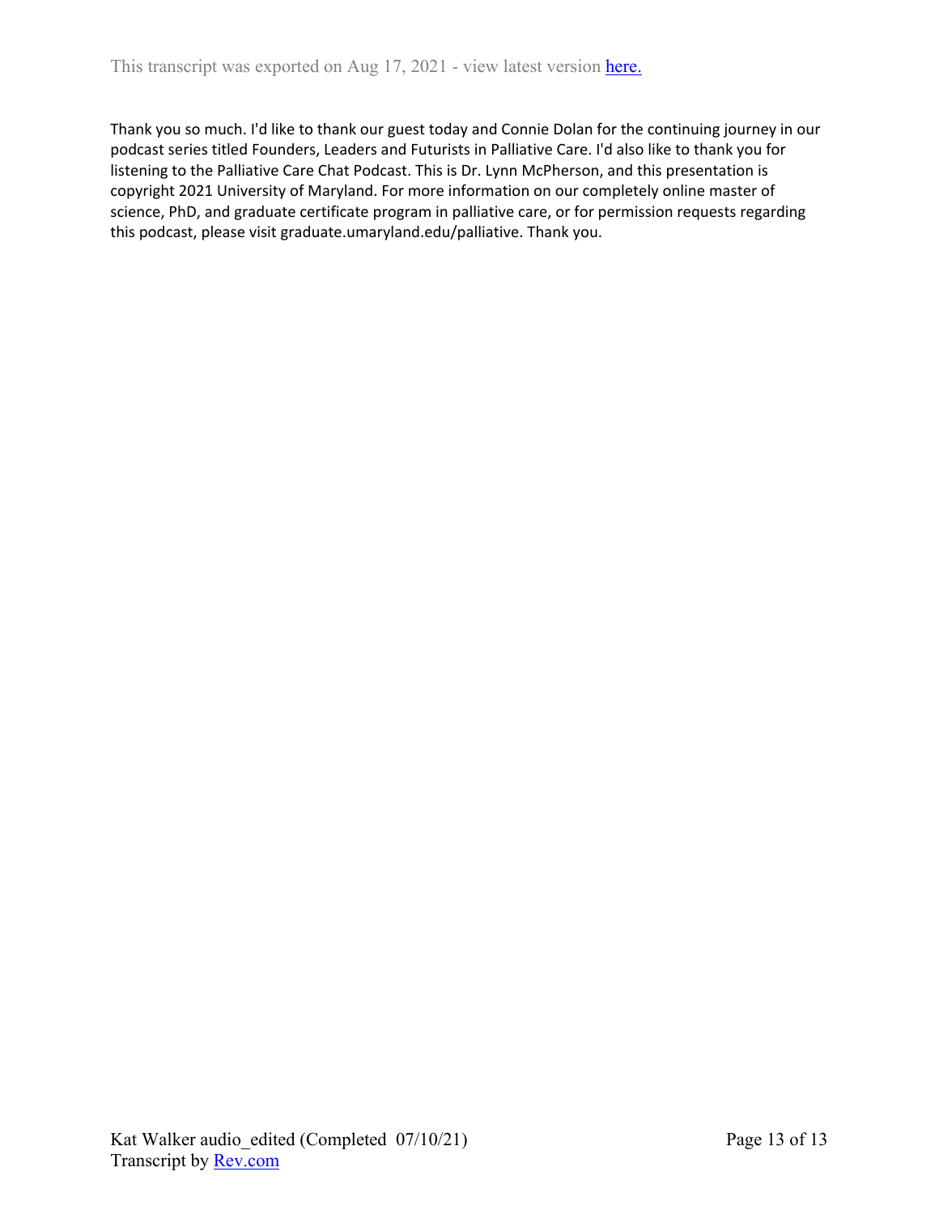Thank you so much. I'd like to thank our guest today and Connie Dolan for the continuing journey in our podcast series titled Founders, Leaders and Futurists in Palliative Care. I'd also like to thank you for listening to the Palliative Care Chat Podcast. This is Dr. Lynn McPherson, and this presentation is copyright 2021 University of Maryland. For more information on our completely online master of science, PhD, and graduate certificate program in palliative care, or for permission requests regarding this podcast, please visit graduate.umaryland.edu/palliative. Thank you.